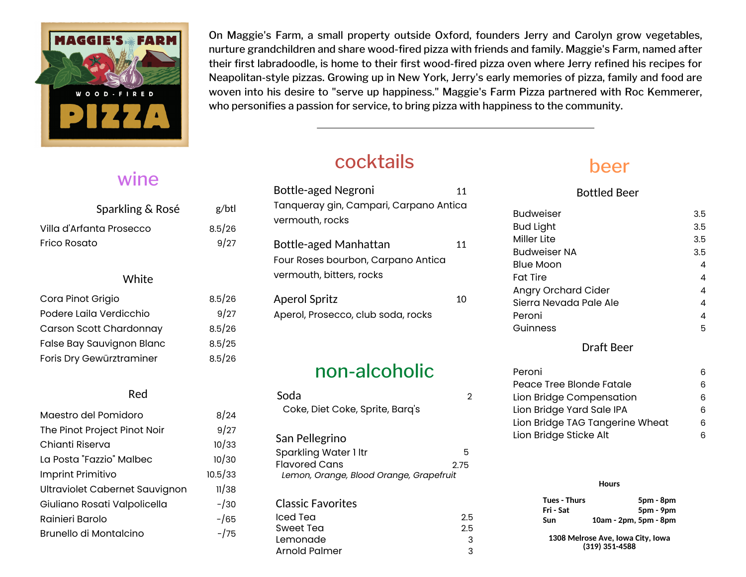MAGGIE'S FARM WOOD-FIRED PIZZA

On Maggie's Farm, a small property outside Oxford, founders Jerry and Carolyn grow vegetables, nurture grandchildren and share wood-fired pizza with friends and family. Maggie's Farm, named after their first labradoodle, is home to their first wood-fired pizza oven where Jerry refined his recipes for Neapolitan-style pizzas. Growing up in New York, Jerry's early memories of pizza, family and food are woven into his desire to "serve up happiness." Maggie's Farm Pizza partnered with Roc Kemmerer, who personifies a passion for service, to bring pizza with happiness to the community.

---

## wine

### Sparkling & Rosé

| | g/btl |
|---|---|
| Villa d'Arfanta Prosecco | 8.5/26 |
| Frico Rosato | 9/27 |

### White

| | |
|---|---|
| Cora Pinot Grigio | 8.5/26 |
| Podere Laila Verdicchio | 9/27 |
| Carson Scott Chardonnay | 8.5/26 |
| False Bay Sauvignon Blanc | 8.5/25 |
| Foris Dry Gewürztraminer | 8.5/26 |

### Red

| | |
|---|---|
| Maestro del Pomidoro | 8/24 |
| The Pinot Project Pinot Noir | 9/27 |
| Chianti Riserva | 10/33 |
| La Posta "Fazzio" Malbec | 10/30 |
| Imprint Primitivo | 10.5/33 |
| Ultraviolet Cabernet Sauvignon | 11/38 |
| Giuliano Rosati Valpolicella | -/30 |
| Rainieri Barolo | -/65 |
| Brunello di Montalcino | -/75 |

## cocktails

**Bottle-aged Negroni** 11
Tanqueray gin, Campari, Carpano Antica vermouth, rocks

**Bottle-aged Manhattan** 11
Four Roses bourbon, Carpano Antica vermouth, bitters, rocks

**Aperol Spritz** 10
Aperol, Prosecco, club soda, rocks

## non-alcoholic

**Soda** 2
Coke, Diet Coke, Sprite, Barq's

**San Pellegrino**

| | |
|---|---|
| Sparkling Water 1 ltr | 5 |
| Flavored Cans | 2.75 |

*Lemon, Orange, Blood Orange, Grapefruit*

**Classic Favorites**

| | |
|---|---|
| Iced Tea | 2.5 |
| Sweet Tea | 2.5 |
| Lemonade | 3 |
| Arnold Palmer | 3 |

## beer

### Bottled Beer

| | |
|---|---|
| Budweiser | 3.5 |
| Bud Light | 3.5 |
| Miller Lite | 3.5 |
| Budweiser NA | 3.5 |
| Blue Moon | 4 |
| Fat Tire | 4 |
| Angry Orchard Cider | 4 |
| Sierra Nevada Pale Ale | 4 |
| Peroni | 4 |
| Guinness | 5 |

### Draft Beer

| | |
|---|---|
| Peroni | 6 |
| Peace Tree Blonde Fatale | 6 |
| Lion Bridge Compensation | 6 |
| Lion Bridge Yard Sale IPA | 6 |
| Lion Bridge TAG Tangerine Wheat | 6 |
| Lion Bridge Sticke Alt | 6 |

**Hours**

| | |
|---|---|
| **Tues - Thurs** | **5pm - 8pm** |
| **Fri - Sat** | **5pm - 9pm** |
| **Sun** | **10am - 2pm, 5pm - 8pm** |

**1308 Melrose Ave, Iowa City, Iowa**
**(319) 351-4588**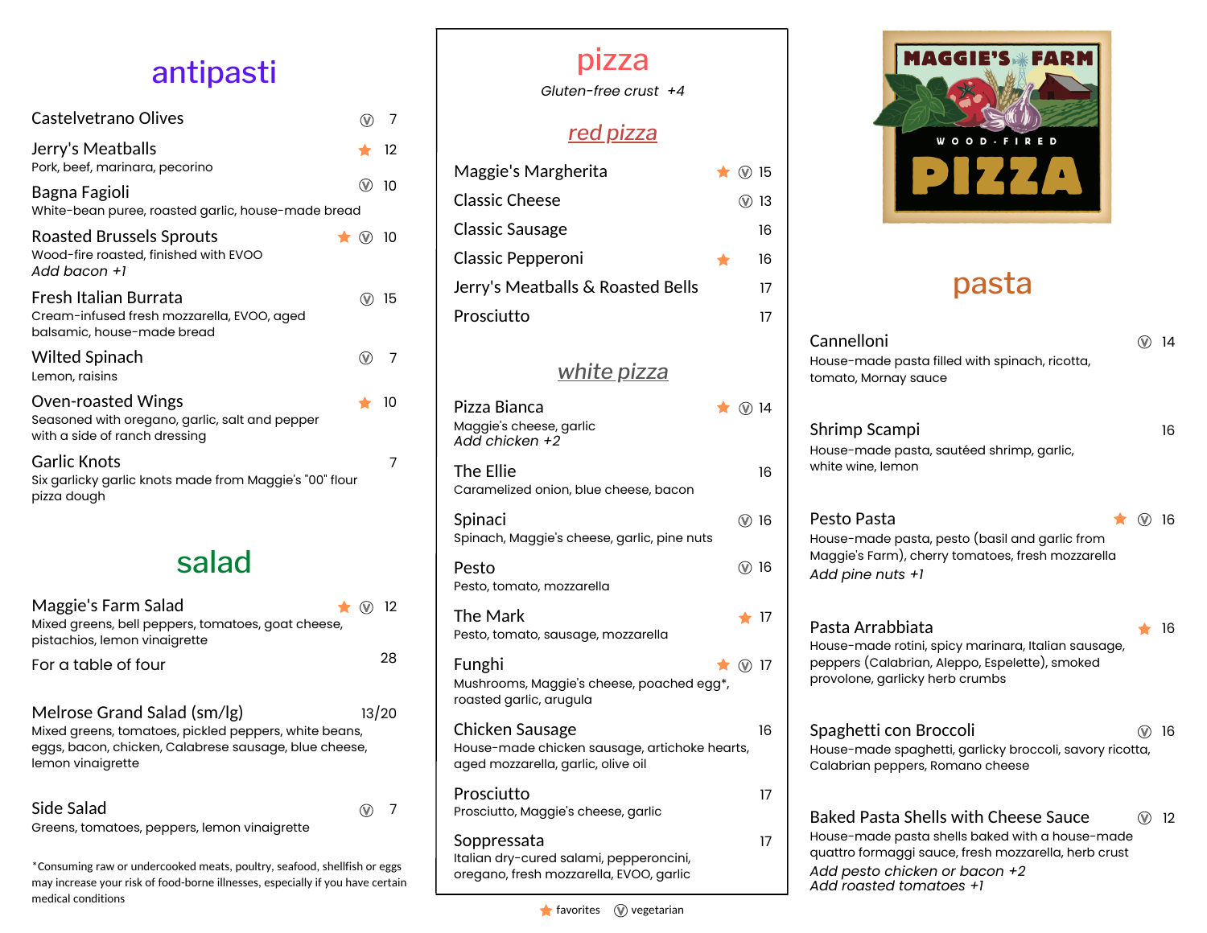## antipasti

**Castelvetrano Olives** ⓥ 7

**Jerry's Meatballs** ★ 12
Pork, beef, marinara, pecorino

**Bagna Fagioli** ⓥ 10
White-bean puree, roasted garlic, house-made bread

**Roasted Brussels Sprouts** ★ ⓥ 10
Wood-fire roasted, finished with EVOO
*Add bacon +1*

**Fresh Italian Burrata** ⓥ 15
Cream-infused fresh mozzarella, EVOO, aged balsamic, house-made bread

**Wilted Spinach** ⓥ 7
Lemon, raisins

**Oven-roasted Wings** ★ 10
Seasoned with oregano, garlic, salt and pepper with a side of ranch dressing

**Garlic Knots** 7
Six garlicky garlic knots made from Maggie's "00" flour pizza dough

## salad

**Maggie's Farm Salad** ★ ⓥ 12
Mixed greens, bell peppers, tomatoes, goat cheese, pistachios, lemon vinaigrette
For a table of four 28

**Melrose Grand Salad (sm/lg)** 13/20
Mixed greens, tomatoes, pickled peppers, white beans, eggs, bacon, chicken, Calabrese sausage, blue cheese, lemon vinaigrette

**Side Salad** ⓥ 7
Greens, tomatoes, peppers, lemon vinaigrette

*Consuming raw or undercooked meats, poultry, seafood, shellfish or eggs may increase your risk of food-borne illnesses, especially if you have certain medical conditions

## pizza

*Gluten-free crust +4*

### red pizza

**Maggie's Margherita** ★ ⓥ 15

**Classic Cheese** ⓥ 13

**Classic Sausage** 16

**Classic Pepperoni** ★ 16

**Jerry's Meatballs & Roasted Bells** 17

**Prosciutto** 17

### white pizza

**Pizza Bianca** ★ ⓥ 14
Maggie's cheese, garlic
*Add chicken +2*

**The Ellie** 16
Caramelized onion, blue cheese, bacon

**Spinaci** ⓥ 16
Spinach, Maggie's cheese, garlic, pine nuts

**Pesto** ⓥ 16
Pesto, tomato, mozzarella

**The Mark** ★ 17
Pesto, tomato, sausage, mozzarella

**Funghi** ★ ⓥ 17
Mushrooms, Maggie's cheese, poached egg*, roasted garlic, arugula

**Chicken Sausage** 16
House-made chicken sausage, artichoke hearts, aged mozzarella, garlic, olive oil

**Prosciutto** 17
Prosciutto, Maggie's cheese, garlic

**Soppressata** 17
Italian dry-cured salami, pepperoncini, oregano, fresh mozzarella, EVOO, garlic

★ favorites ⓥ vegetarian

MAGGIE'S FARM
WOOD-FIRED
PIZZA

## pasta

**Cannelloni** ⓥ 14
House-made pasta filled with spinach, ricotta, tomato, Mornay sauce

**Shrimp Scampi** 16
House-made pasta, sautéed shrimp, garlic, white wine, lemon

**Pesto Pasta** ★ ⓥ 16
House-made pasta, pesto (basil and garlic from Maggie's Farm), cherry tomatoes, fresh mozzarella
*Add pine nuts +1*

**Pasta Arrabbiata** ★ 16
House-made rotini, spicy marinara, Italian sausage, peppers (Calabrian, Aleppo, Espelette), smoked provolone, garlicky herb crumbs

**Spaghetti con Broccoli** ⓥ 16
House-made spaghetti, garlicky broccoli, savory ricotta, Calabrian peppers, Romano cheese

**Baked Pasta Shells with Cheese Sauce** ⓥ 12
House-made pasta shells baked with a house-made quattro formaggi sauce, fresh mozzarella, herb crust
*Add pesto chicken or bacon +2*
*Add roasted tomatoes +1*